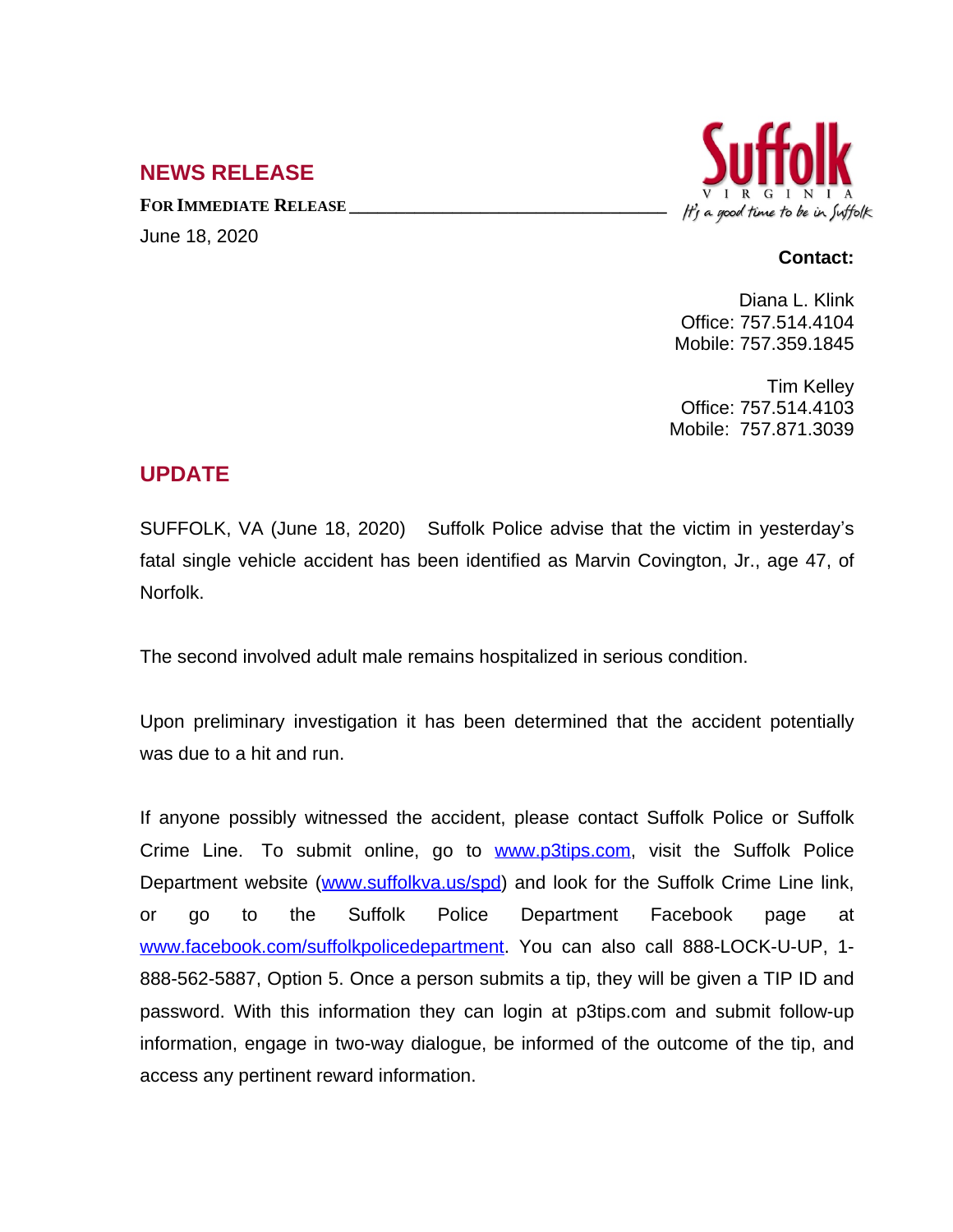## NEWS RELEASE

**FOR IMMEDIATE RELEASE**

June 18, 2020

Suffolk VIRGINIA *It's a good time to be in Suffolk*

**Contact:**

Diana L. Klink
Office: 757.514.4104
Mobile: 757.359.1845

Tim Kelley
Office: 757.514.4103
Mobile: 757.871.3039

## UPDATE

SUFFOLK, VA (June 18, 2020) Suffolk Police advise that the victim in yesterday's fatal single vehicle accident has been identified as Marvin Covington, Jr., age 47, of Norfolk.

The second involved adult male remains hospitalized in serious condition.

Upon preliminary investigation it has been determined that the accident potentially was due to a hit and run.

If anyone possibly witnessed the accident, please contact Suffolk Police or Suffolk Crime Line. To submit online, go to www.p3tips.com, visit the Suffolk Police Department website (www.suffolkva.us/spd) and look for the Suffolk Crime Line link, or go to the Suffolk Police Department Facebook page at www.facebook.com/suffolkpolicedepartment. You can also call 888-LOCK-U-UP, 1-888-562-5887, Option 5. Once a person submits a tip, they will be given a TIP ID and password. With this information they can login at p3tips.com and submit follow-up information, engage in two-way dialogue, be informed of the outcome of the tip, and access any pertinent reward information.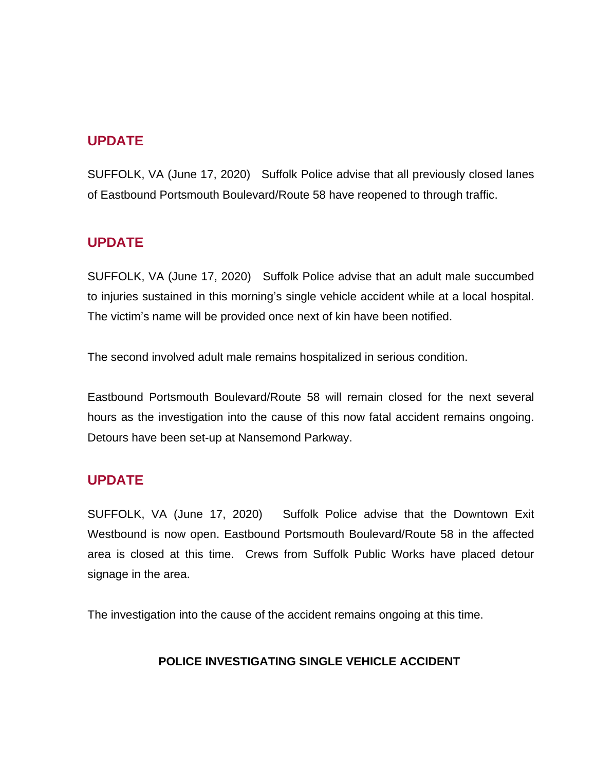## UPDATE

SUFFOLK, VA (June 17, 2020)   Suffolk Police advise that all previously closed lanes of Eastbound Portsmouth Boulevard/Route 58 have reopened to through traffic.

## UPDATE

SUFFOLK, VA (June 17, 2020)   Suffolk Police advise that an adult male succumbed to injuries sustained in this morning's single vehicle accident while at a local hospital. The victim's name will be provided once next of kin have been notified.

The second involved adult male remains hospitalized in serious condition.

Eastbound Portsmouth Boulevard/Route 58 will remain closed for the next several hours as the investigation into the cause of this now fatal accident remains ongoing. Detours have been set-up at Nansemond Parkway.

## UPDATE

SUFFOLK, VA (June 17, 2020)   Suffolk Police advise that the Downtown Exit Westbound is now open. Eastbound Portsmouth Boulevard/Route 58 in the affected area is closed at this time.  Crews from Suffolk Public Works have placed detour signage in the area.

The investigation into the cause of the accident remains ongoing at this time.

**POLICE INVESTIGATING SINGLE VEHICLE ACCIDENT**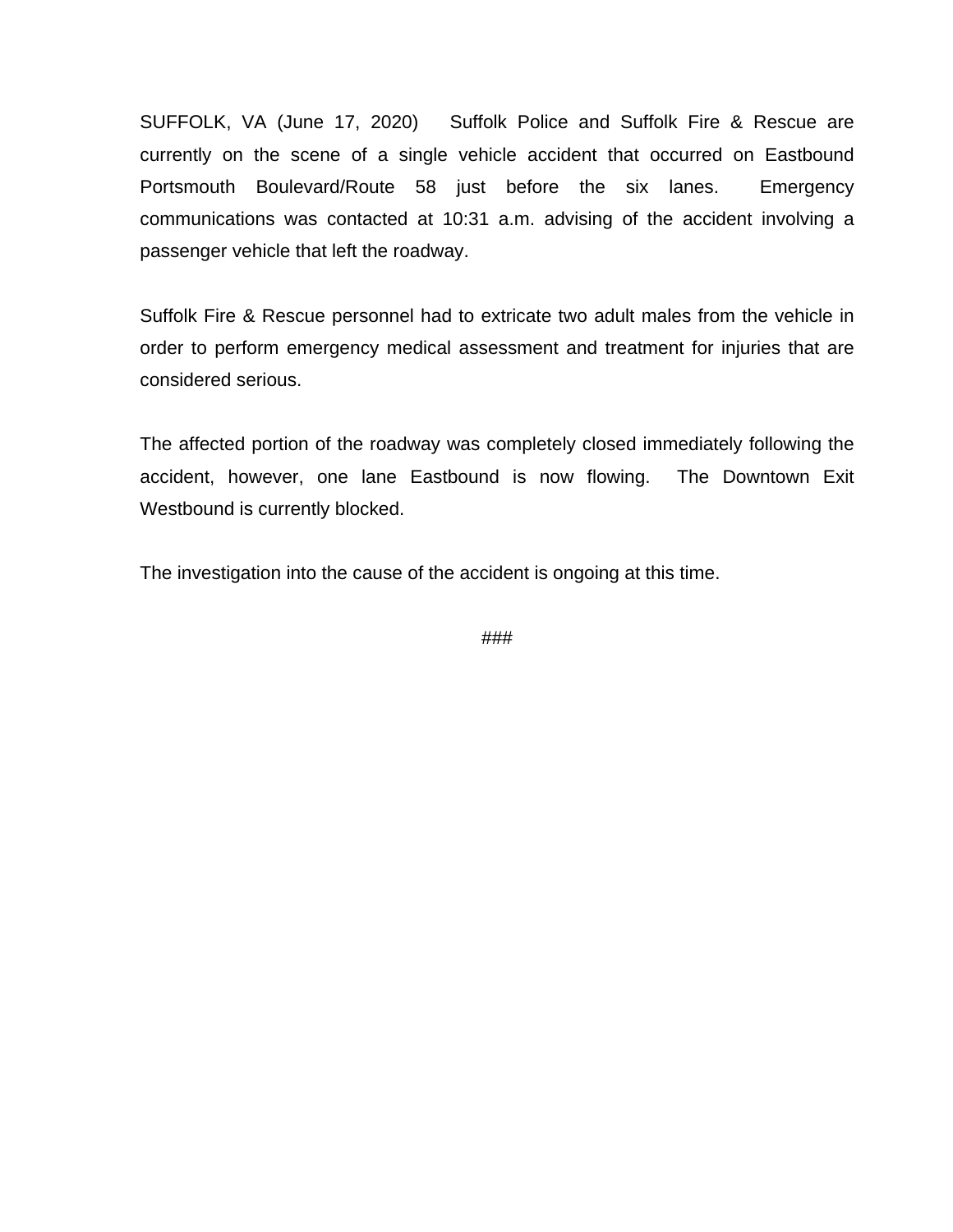SUFFOLK, VA (June 17, 2020) Suffolk Police and Suffolk Fire & Rescue are currently on the scene of a single vehicle accident that occurred on Eastbound Portsmouth Boulevard/Route 58 just before the six lanes. Emergency communications was contacted at 10:31 a.m. advising of the accident involving a passenger vehicle that left the roadway.

Suffolk Fire & Rescue personnel had to extricate two adult males from the vehicle in order to perform emergency medical assessment and treatment for injuries that are considered serious.

The affected portion of the roadway was completely closed immediately following the accident, however, one lane Eastbound is now flowing. The Downtown Exit Westbound is currently blocked.

The investigation into the cause of the accident is ongoing at this time.

###